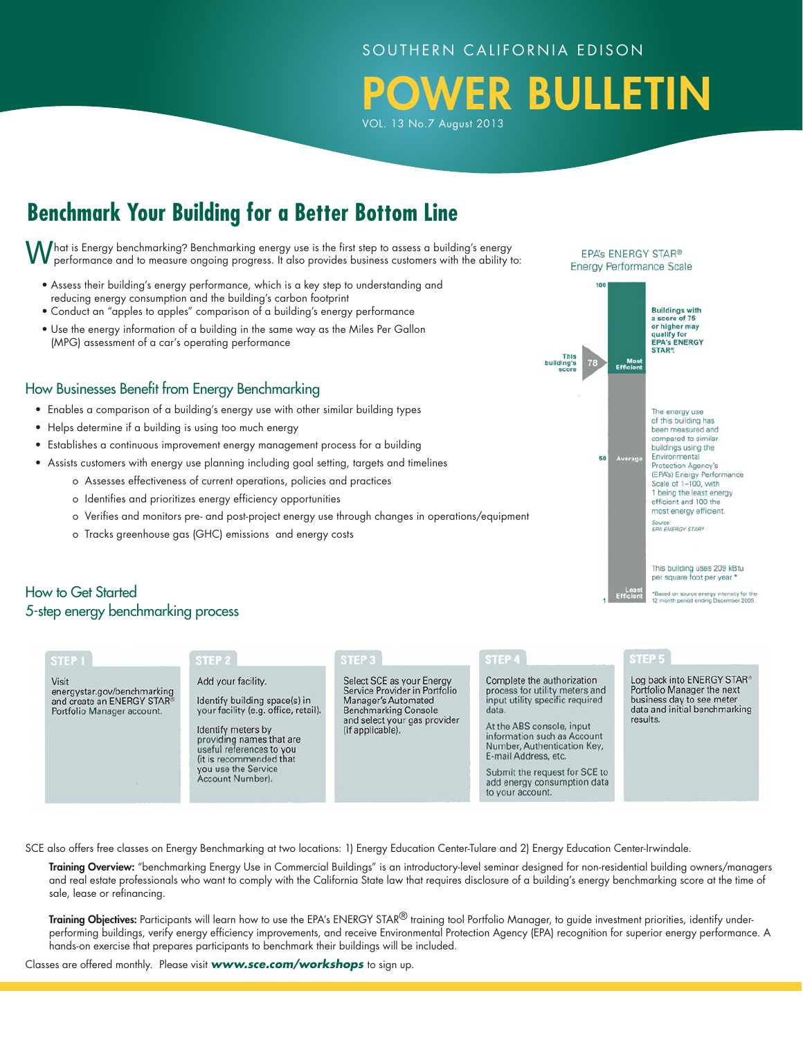SOUTHERN CALIFORNIA EDISON

# POWER BULLETIN

VOL. 13 No.7 August 2013

## Benchmark Your Building for a Better Bottom Line

What is Energy benchmarking? Benchmarking energy use is the first step to assess a building's energy performance and to measure ongoing progress. It also provides business customers with the ability to:

- Assess their building's energy performance, which is a key step to understanding and reducing energy consumption and the building's carbon footprint
- Conduct an "apples to apples" comparison of a building's energy performance
- Use the energy information of a building in the same way as the Miles Per Gallon (MPG) assessment of a car's operating performance

EPA's ENERGY STAR® Energy Performance Scale

100 — Most Efficient; This building's score: 78; 50 — Average; 1 — Least Efficient

Buildings with a score of 75 or higher may qualify for EPA's ENERGY STAR®.

The energy use of this building has been measured and compared to similar buildings using the Environmental Protection Agency's (EPA's) Energy Performance Scale of 1–100, with 1 being the least energy efficient and 100 the most energy efficient.

*Source: EPA ENERGY STAR®*

This building uses 209 kBtu per square foot per year *

*Based on source energy intensity for the 12 month period ending December 2009.

### How Businesses Benefit from Energy Benchmarking

- Enables a comparison of a building's energy use with other similar building types
- Helps determine if a building is using too much energy
- Establishes a continuous improvement energy management process for a building
- Assists customers with energy use planning including goal setting, targets and timelines
    - Assesses effectiveness of current operations, policies and practices
    - Identifies and prioritizes energy efficiency opportunities
    - Verifies and monitors pre- and post-project energy use through changes in operations/equipment
    - Tracks greenhouse gas (GHC) emissions and energy costs

### How to Get Started
### 5-step energy benchmarking process

**STEP 1**

Visit energystar.gov/benchmarking and create an ENERGY STAR® Portfolio Manager account.

**STEP 2**

Add your facility.

Identify building space(s) in your facility (e.g. office, retail).

Identify meters by providing names that are useful references to you (it is recommended that you use the Service Account Number).

**STEP 3**

Select SCE as your Energy Service Provider in Portfolio Manager's Automated Benchmarking Console and select your gas provider (if applicable).

**STEP 4**

Complete the authorization process for utility meters and input utility specific required data.

At the ABS console, input information such as Account Number, Authentication Key, E-mail Address, etc.

Submit the request for SCE to add energy consumption data to your account.

**STEP 5**

Log back into ENERGY STAR® Portfolio Manager the next business day to see meter data and initial benchmarking results.

SCE also offers free classes on Energy Benchmarking at two locations: 1) Energy Education Center-Tulare and 2) Energy Education Center-Irwindale.

**Training Overview:** "benchmarking Energy Use in Commercial Buildings" is an introductory-level seminar designed for non-residential building owners/managers and real estate professionals who want to comply with the California State law that requires disclosure of a building's energy benchmarking score at the time of sale, lease or refinancing.

**Training Objectives:** Participants will learn how to use the EPA's ENERGY STAR® training tool Portfolio Manager, to guide investment priorities, identify under-performing buildings, verify energy efficiency improvements, and receive Environmental Protection Agency (EPA) recognition for superior energy performance. A hands-on exercise that prepares participants to benchmark their buildings will be included.

Classes are offered monthly. Please visit ***www.sce.com/workshops*** to sign up.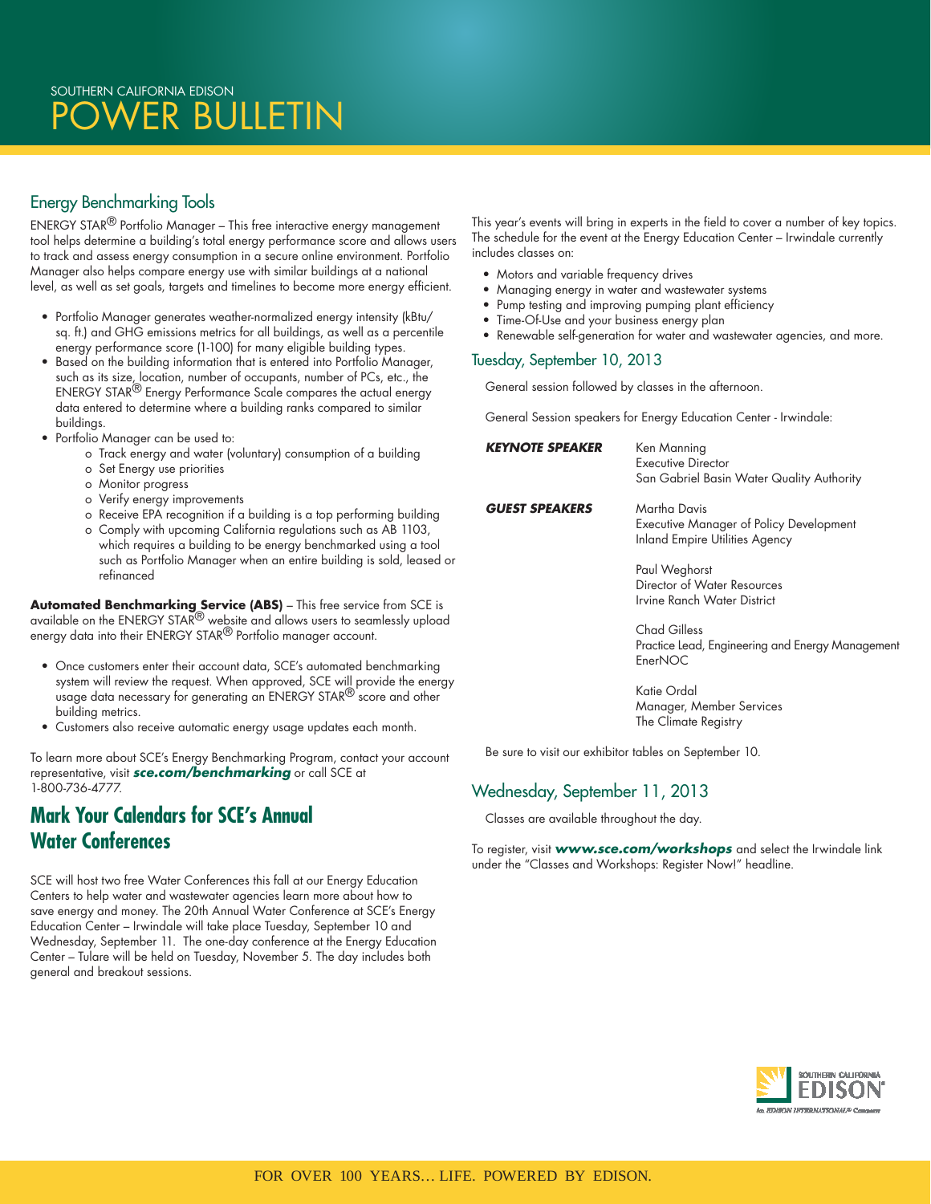## Energy Benchmarking Tools

ENERGY STAR® Portfolio Manager – This free interactive energy management tool helps determine a building's total energy performance score and allows users to track and assess energy consumption in a secure online environment. Portfolio Manager also helps compare energy use with similar buildings at a national level, as well as set goals, targets and timelines to become more energy efficient.

- Portfolio Manager generates weather-normalized energy intensity (kBtu/sq. ft.) and GHG emissions metrics for all buildings, as well as a percentile energy performance score (1-100) for many eligible building types.
- Based on the building information that is entered into Portfolio Manager, such as its size, location, number of occupants, number of PCs, etc., the ENERGY STAR® Energy Performance Scale compares the actual energy data entered to determine where a building ranks compared to similar buildings.
- Portfolio Manager can be used to:
  - Track energy and water (voluntary) consumption of a building
  - Set Energy use priorities
  - Monitor progress
  - Verify energy improvements
  - Receive EPA recognition if a building is a top performing building
  - Comply with upcoming California regulations such as AB 1103, which requires a building to be energy benchmarked using a tool such as Portfolio Manager when an entire building is sold, leased or refinanced

**Automated Benchmarking Service (ABS)** – This free service from SCE is available on the ENERGY STAR® website and allows users to seamlessly upload energy data into their ENERGY STAR® Portfolio manager account.

- Once customers enter their account data, SCE's automated benchmarking system will review the request. When approved, SCE will provide the energy usage data necessary for generating an ENERGY STAR® score and other building metrics.
- Customers also receive automatic energy usage updates each month.

To learn more about SCE's Energy Benchmarking Program, contact your account representative, visit ***sce.com/benchmarking*** or call SCE at 1-800-736-4777.

## Mark Your Calendars for SCE's Annual Water Conferences

SCE will host two free Water Conferences this fall at our Energy Education Centers to help water and wastewater agencies learn more about how to save energy and money. The 20th Annual Water Conference at SCE's Energy Education Center – Irwindale will take place Tuesday, September 10 and Wednesday, September 11. The one-day conference at the Energy Education Center – Tulare will be held on Tuesday, November 5. The day includes both general and breakout sessions.

This year's events will bring in experts in the field to cover a number of key topics. The schedule for the event at the Energy Education Center – Irwindale currently includes classes on:

- Motors and variable frequency drives
- Managing energy in water and wastewater systems
- Pump testing and improving pumping plant efficiency
- Time-Of-Use and your business energy plan
- Renewable self-generation for water and wastewater agencies, and more.

### Tuesday, September 10, 2013

General session followed by classes in the afternoon.

General Session speakers for Energy Education Center - Irwindale:

***KEYNOTE SPEAKER***

Ken Manning
Executive Director
San Gabriel Basin Water Quality Authority

***GUEST SPEAKERS***

Martha Davis
Executive Manager of Policy Development
Inland Empire Utilities Agency

Paul Weghorst
Director of Water Resources
Irvine Ranch Water District

Chad Gilless
Practice Lead, Engineering and Energy Management
EnerNOC

Katie Ordal
Manager, Member Services
The Climate Registry

Be sure to visit our exhibitor tables on September 10.

### Wednesday, September 11, 2013

Classes are available throughout the day.

To register, visit ***www.sce.com/workshops*** and select the Irwindale link under the "Classes and Workshops: Register Now!" headline.